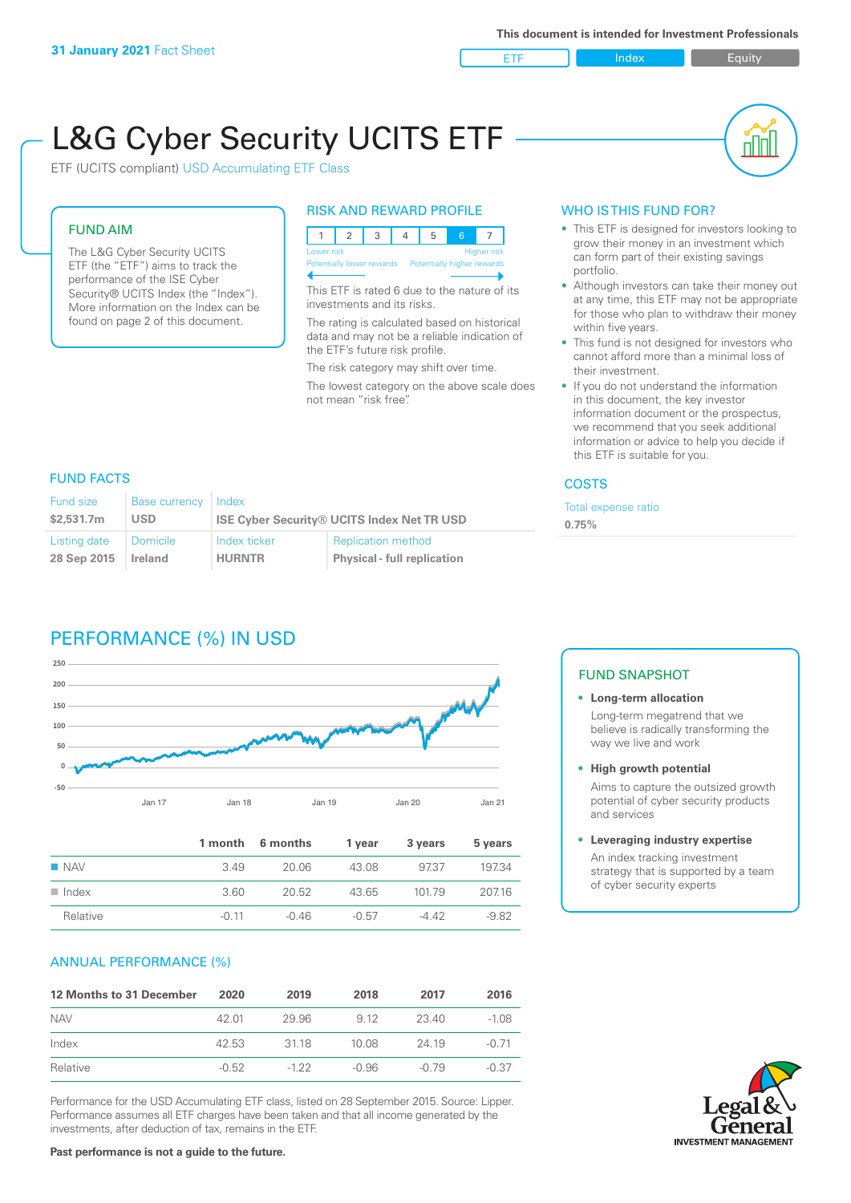**31 January 2021** Fact Sheet

This document is intended for Investment Professionals

ETF | Index | Equity

# L&G Cyber Security UCITS ETF

ETF (UCITS compliant) USD Accumulating ETF Class

## FUND AIM

The L&G Cyber Security UCITS ETF (the "ETF") aims to track the performance of the ISE Cyber Security® UCITS Index (the "Index"). More information on the Index can be found on page 2 of this document.

## RISK AND REWARD PROFILE

| 1 | 2 | 3 | 4 | 5 | 6 | 7 |
|---|---|---|---|---|---|---|

Lower risk — Higher risk
Potentially lower rewards — Potentially higher rewards

This ETF is rated 6 due to the nature of its investments and its risks.

The rating is calculated based on historical data and may not be a reliable indication of the ETF's future risk profile.

The risk category may shift over time.

The lowest category on the above scale does not mean "risk free".

## WHO IS THIS FUND FOR?

- This ETF is designed for investors looking to grow their money in an investment which can form part of their existing savings portfolio.
- Although investors can take their money out at any time, this ETF may not be appropriate for those who plan to withdraw their money within five years.
- This fund is not designed for investors who cannot afford more than a minimal loss of their investment.
- If you do not understand the information in this document, the key investor information document or the prospectus, we recommend that you seek additional information or advice to help you decide if this ETF is suitable for you.

## FUND FACTS

| Fund size | Base currency | Index | |
|---|---|---|---|
| **$2,531.7m** | **USD** | **ISE Cyber Security® UCITS Index Net TR USD** | |
| **Listing date** | **Domicile** | **Index ticker** | **Replication method** |
| **28 Sep 2015** | **Ireland** | **HURNTR** | **Physical - full replication** |

## COSTS

Total expense ratio

**0.75%**

## PERFORMANCE (%) IN USD

| | 1 month | 6 months | 1 year | 3 years | 5 years |
|---|---|---|---|---|---|
| NAV | 3.49 | 20.06 | 43.08 | 97.37 | 197.34 |
| Index | 3.60 | 20.52 | 43.65 | 101.79 | 207.16 |
| Relative | -0.11 | -0.46 | -0.57 | -4.42 | -9.82 |

## FUND SNAPSHOT

- **Long-term allocation**
  Long-term megatrend that we believe is radically transforming the way we live and work
- **High growth potential**
  Aims to capture the outsized growth potential of cyber security products and services
- **Leveraging industry expertise**
  An index tracking investment strategy that is supported by a team of cyber security experts

## ANNUAL PERFORMANCE (%)

| 12 Months to 31 December | 2020 | 2019 | 2018 | 2017 | 2016 |
|---|---|---|---|---|---|
| NAV | 42.01 | 29.96 | 9.12 | 23.40 | -1.08 |
| Index | 42.53 | 31.18 | 10.08 | 24.19 | -0.71 |
| Relative | -0.52 | -1.22 | -0.96 | -0.79 | -0.37 |

Performance for the USD Accumulating ETF class, listed on 28 September 2015. Source: Lipper. Performance assumes all ETF charges have been taken and that all income generated by the investments, after deduction of tax, remains in the ETF.

**Past performance is not a guide to the future.**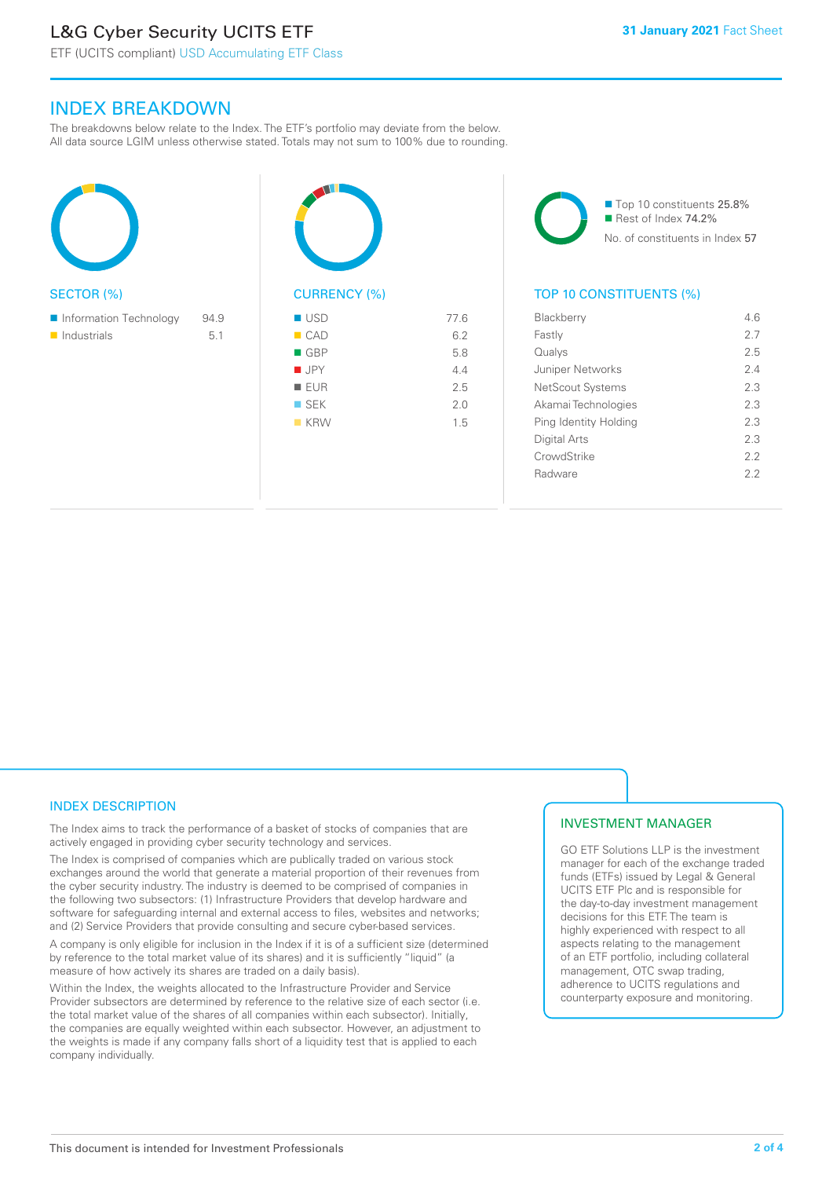# L&G Cyber Security UCITS ETF

ETF (UCITS compliant) USD Accumulating ETF Class

31 January 2021 Fact Sheet

## INDEX BREAKDOWN

The breakdowns below relate to the Index. The ETF's portfolio may deviate from the below. All data source LGIM unless otherwise stated. Totals may not sum to 100% due to rounding.

### SECTOR (%)

| Sector | % |
|---|---|
| Information Technology | 94.9 |
| Industrials | 5.1 |

### CURRENCY (%)

| Currency | % |
|---|---|
| USD | 77.6 |
| CAD | 6.2 |
| GBP | 5.8 |
| JPY | 4.4 |
| EUR | 2.5 |
| SEK | 2.0 |
| KRW | 1.5 |

- Top 10 constituents 25.8%
- Rest of Index 74.2%

No. of constituents in Index 57

### TOP 10 CONSTITUENTS (%)

| Constituent | % |
|---|---|
| Blackberry | 4.6 |
| Fastly | 2.7 |
| Qualys | 2.5 |
| Juniper Networks | 2.4 |
| NetScout Systems | 2.3 |
| Akamai Technologies | 2.3 |
| Ping Identity Holding | 2.3 |
| Digital Arts | 2.3 |
| CrowdStrike | 2.2 |
| Radware | 2.2 |

## INDEX DESCRIPTION

The Index aims to track the performance of a basket of stocks of companies that are actively engaged in providing cyber security technology and services.

The Index is comprised of companies which are publically traded on various stock exchanges around the world that generate a material proportion of their revenues from the cyber security industry. The industry is deemed to be comprised of companies in the following two subsectors: (1) Infrastructure Providers that develop hardware and software for safeguarding internal and external access to files, websites and networks; and (2) Service Providers that provide consulting and secure cyber-based services.

A company is only eligible for inclusion in the Index if it is of a sufficient size (determined by reference to the total market value of its shares) and it is sufficiently "liquid" (a measure of how actively its shares are traded on a daily basis).

Within the Index, the weights allocated to the Infrastructure Provider and Service Provider subsectors are determined by reference to the relative size of each sector (i.e. the total market value of the shares of all companies within each subsector). Initially, the companies are equally weighted within each subsector. However, an adjustment to the weights is made if any company falls short of a liquidity test that is applied to each company individually.

## INVESTMENT MANAGER

GO ETF Solutions LLP is the investment manager for each of the exchange traded funds (ETFs) issued by Legal & General UCITS ETF Plc and is responsible for the day-to-day investment management decisions for this ETF. The team is highly experienced with respect to all aspects relating to the management of an ETF portfolio, including collateral management, OTC swap trading, adherence to UCITS regulations and counterparty exposure and monitoring.

This document is intended for Investment Professionals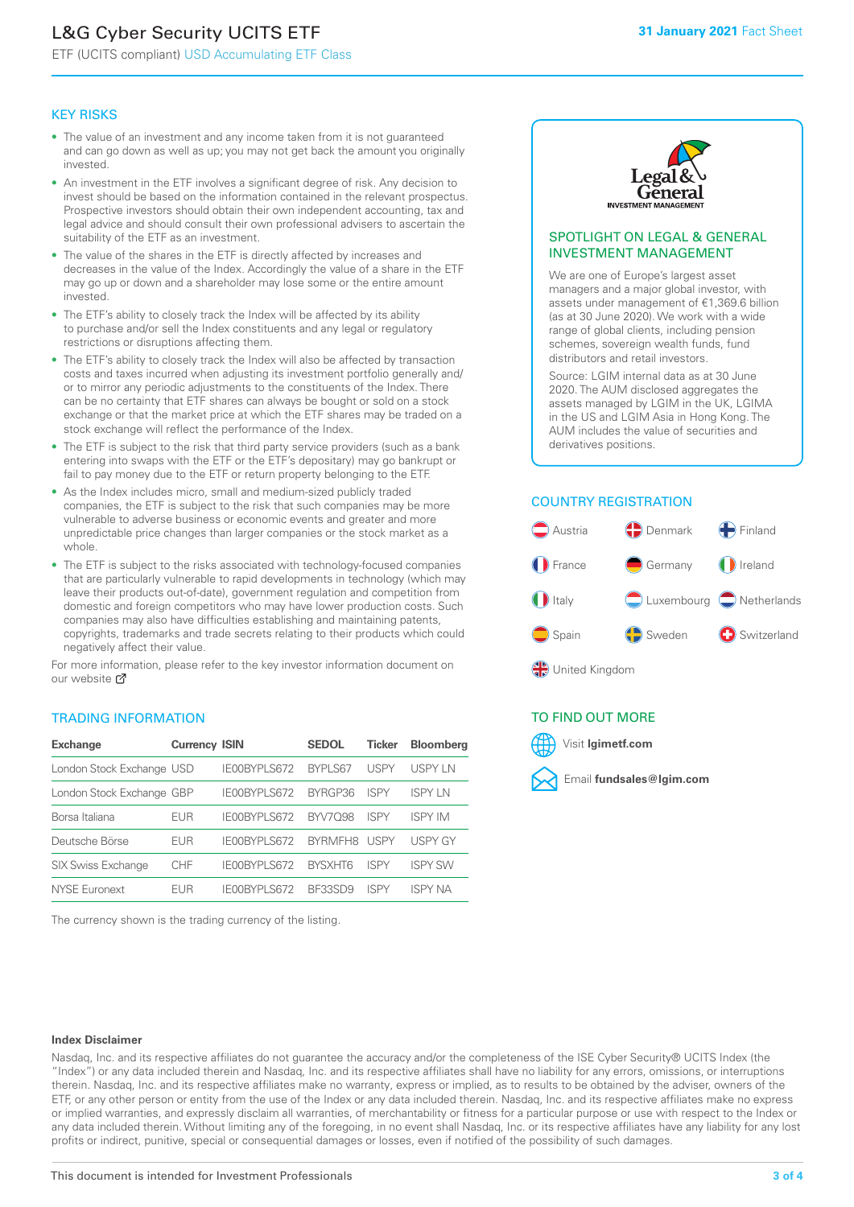# L&G Cyber Security UCITS ETF

ETF (UCITS compliant) USD Accumulating ETF Class

**31 January 2021** Fact Sheet

## KEY RISKS

- The value of an investment and any income taken from it is not guaranteed and can go down as well as up; you may not get back the amount you originally invested.
- An investment in the ETF involves a significant degree of risk. Any decision to invest should be based on the information contained in the relevant prospectus. Prospective investors should obtain their own independent accounting, tax and legal advice and should consult their own professional advisers to ascertain the suitability of the ETF as an investment.
- The value of the shares in the ETF is directly affected by increases and decreases in the value of the Index. Accordingly the value of a share in the ETF may go up or down and a shareholder may lose some or the entire amount invested.
- The ETF's ability to closely track the Index will be affected by its ability to purchase and/or sell the Index constituents and any legal or regulatory restrictions or disruptions affecting them.
- The ETF's ability to closely track the Index will also be affected by transaction costs and taxes incurred when adjusting its investment portfolio generally and/or to mirror any periodic adjustments to the constituents of the Index. There can be no certainty that ETF shares can always be bought or sold on a stock exchange or that the market price at which the ETF shares may be traded on a stock exchange will reflect the performance of the Index.
- The ETF is subject to the risk that third party service providers (such as a bank entering into swaps with the ETF or the ETF's depositary) may go bankrupt or fail to pay money due to the ETF or return property belonging to the ETF.
- As the Index includes micro, small and medium-sized publicly traded companies, the ETF is subject to the risk that such companies may be more vulnerable to adverse business or economic events and greater and more unpredictable price changes than larger companies or the stock market as a whole.
- The ETF is subject to the risks associated with technology-focused companies that are particularly vulnerable to rapid developments in technology (which may leave their products out-of-date), government regulation and competition from domestic and foreign competitors who may have lower production costs. Such companies may also have difficulties establishing and maintaining patents, copyrights, trademarks and trade secrets relating to their products which could negatively affect their value.

For more information, please refer to the key investor information document on our website

## SPOTLIGHT ON LEGAL & GENERAL INVESTMENT MANAGEMENT

We are one of Europe's largest asset managers and a major global investor, with assets under management of €1,369.6 billion (as at 30 June 2020). We work with a wide range of global clients, including pension schemes, sovereign wealth funds, fund distributors and retail investors.

Source: LGIM internal data as at 30 June 2020. The AUM disclosed aggregates the assets managed by LGIM in the UK, LGIMA in the US and LGIM Asia in Hong Kong. The AUM includes the value of securities and derivatives positions.

## COUNTRY REGISTRATION

Austria, Denmark, Finland, France, Germany, Ireland, Italy, Luxembourg, Netherlands, Spain, Sweden, Switzerland, United Kingdom

## TRADING INFORMATION

| Exchange | Currency | ISIN | SEDOL | Ticker | Bloomberg |
|---|---|---|---|---|---|
| London Stock Exchange | USD | IE00BYPLS672 | BYPLS67 | USPY | USPY LN |
| London Stock Exchange | GBP | IE00BYPLS672 | BYRGP36 | ISPY | ISPY LN |
| Borsa Italiana | EUR | IE00BYPLS672 | BYV7Q98 | ISPY | ISPY IM |
| Deutsche Börse | EUR | IE00BYPLS672 | BYRMFH8 | USPY | USPY GY |
| SIX Swiss Exchange | CHF | IE00BYPLS672 | BYSXHT6 | ISPY | ISPY SW |
| NYSE Euronext | EUR | IE00BYPLS672 | BF33SD9 | ISPY | ISPY NA |

The currency shown is the trading currency of the listing.

## TO FIND OUT MORE

Visit **lgimetf.com**

Email **fundsales@lgim.com**

**Index Disclaimer**

Nasdaq, Inc. and its respective affiliates do not guarantee the accuracy and/or the completeness of the ISE Cyber Security® UCITS Index (the "Index") or any data included therein and Nasdaq, Inc. and its respective affiliates shall have no liability for any errors, omissions, or interruptions therein. Nasdaq, Inc. and its respective affiliates make no warranty, express or implied, as to results to be obtained by the adviser, owners of the ETF, or any other person or entity from the use of the Index or any data included therein. Nasdaq, Inc. and its respective affiliates make no express or implied warranties, and expressly disclaim all warranties, of merchantability or fitness for a particular purpose or use with respect to the Index or any data included therein. Without limiting any of the foregoing, in no event shall Nasdaq, Inc. or its respective affiliates have any liability for any lost profits or indirect, punitive, special or consequential damages or losses, even if notified of the possibility of such damages.

This document is intended for Investment Professionals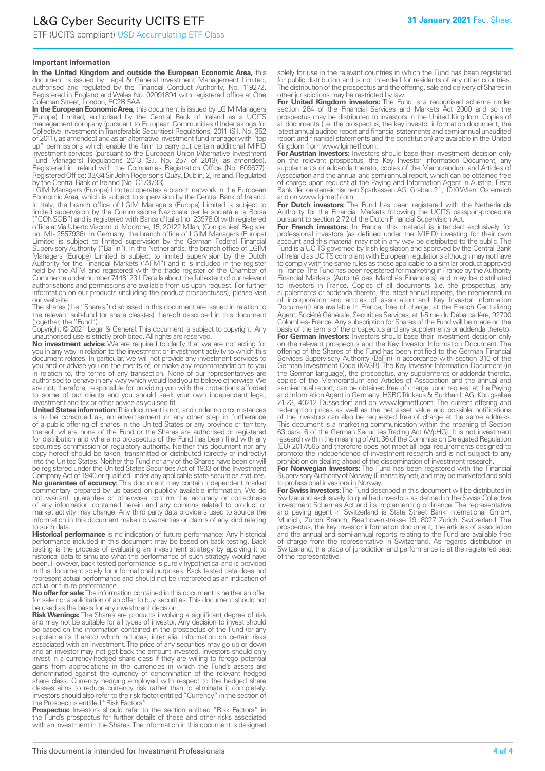## Important Information

**In the United Kingdom and outside the European Economic Area,** this document is issued by Legal & General Investment Management Limited, authorised and regulated by the Financial Conduct Authority, No. 119272. Registered in England and Wales No. 02091894 with registered office at One Coleman Street, London, EC2R 5AA.

**In the European Economic Area,** this document is issued by LGIM Managers (Europe) Limited, authorised by the Central Bank of Ireland as a UCITS management company (pursuant to European Communities (Undertakings for Collective Investment in Transferable Securities) Regulations, 2011 (S.I. No. 352 of 2011), as amended) and as an alternative investment fund manager with "top up" permissions which enable the firm to carry out certain additional MiFID investment services (pursuant to the European Union (Alternative Investment Fund Managers) Regulations 2013 (S.I. No. 257 of 2013), as amended). Registered in Ireland with the Companies Registration Office (No. 609677). Registered Office: 33/34 Sir John Rogerson's Quay, Dublin, 2, Ireland. Regulated by the Central Bank of Ireland (No. C173733).

LGIM Managers (Europe) Limited operates a branch network in the European Economic Area, which is subject to supervision by the Central Bank of Ireland. In Italy, the branch office of LGIM Managers (Europe) Limited is subject to limited supervision by the Commissione Nazionale per le società e la Borsa ("CONSOB") and is registered with Banca d'Italia (no. 23978.0) with registered office at Via Uberto Visconti di Modrone, 15, 20122 Milan, (Companies' Register no. MI - 2557936). In Germany, the branch office of LGIM Managers (Europe) Limited is subject to limited supervision by the German Federal Financial Supervisory Authority ("BaFin"). In the Netherlands, the branch office of LGIM Managers (Europe) Limited is subject to limited supervision by the Dutch Authority for the Financial Markets ("AFM") and it is included in the register held by the AFM and registered with the trade register of the Chamber of Commerce under number 74481231. Details about the full extent of our relevant authorisations and permissions are available from us upon request. For further information on our products (including the product prospectuses), please visit our website.

The shares (the "Shares") discussed in this document are issued in relation to the relevant sub-fund (or share class(es) thereof) described in this document (together, the "Fund").

Copyright © 2021 Legal & General. This document is subject to copyright. Any unauthorised use is strictly prohibited. All rights are reserved.

**No investment advice:** We are required to clarify that we are not acting for you in any way in relation to the investment or investment activity to which this document relates. In particular, we will not provide any investment services to you and or advise you on the merits of, or make any recommendation to you in relation to, the terms of any transaction. None of our representatives are authorised to behave in any way which would lead you to believe otherwise. We are not, therefore, responsible for providing you with the protections afforded to some of our clients and you should seek your own independent legal, investment and tax or other advice as you see fit.

**United States information:** This document is not, and under no circumstances is to be construed as, an advertisement or any other step in furtherance of a public offering of shares in the United States or any province or territory thereof, where none of the Fund or the Shares are authorised or registered for distribution and where no prospectus of the Fund has been filed with any securities commission or regulatory authority. Neither this document nor any copy hereof should be taken, transmitted or distributed (directly or indirectly) into the United States. Neither the Fund nor any of the Shares have been or will be registered under the United States Securities Act of 1933 or the Investment Company Act of 1940 or qualified under any applicable state securities statutes.

**No guarantee of accuracy:** This document may contain independent market commentary prepared by us based on publicly available information. We do not warrant, guarantee or otherwise confirm the accuracy or correctness of any information contained herein and any opinions related to product or market activity may change. Any third party data providers used to source the information in this document make no warranties or claims of any kind relating to such data.

**Historical performance** is no indication of future performance: Any historical performance included in this document may be based on back testing. Back testing is the process of evaluating an investment strategy by applying it to historical data to simulate what the performance of such strategy would have been. However, back tested performance is purely hypothetical and is provided in this document solely for informational purposes. Back tested data does not represent actual performance and should not be interpreted as an indication of actual or future performance.

**No offer for sale:** The information contained in this document is neither an offer for sale nor a solicitation of an offer to buy securities. This document should not be used as the basis for any investment decision.

**Risk Warnings:** The Shares are products involving a significant degree of risk and may not be suitable for all types of investor. Any decision to invest should be based on the information contained in the prospectus of the Fund (or any supplements thereto) which includes, inter alia, information on certain risks associated with an investment. The price of any securities may go up or down and an investor may not get back the amount invested. Investors should only invest in a currency-hedged share class if they are willing to forego potential gains from appreciations in the currencies in which the Fund's assets are denominated against the currency of denomination of the relevant hedged share class. Currency hedging employed with respect to the hedged share classes aims to reduce currency risk rather than to eliminate it completely. Investors should also refer to the risk factor entitled "Currency" in the section of the Prospectus entitled "Risk Factors".

**Prospectus:** Investors should refer to the section entitled "Risk Factors" in the Fund's prospectus for further details of these and other risks associated with an investment in the Shares. The information in this document is designed solely for use in the relevant countries in which the Fund has been registered for public distribution and is not intended for residents of any other countries. The distribution of the prospectus and the offering, sale and delivery of Shares in other jurisdictions may be restricted by law.

**For United Kingdom investors:** The Fund is a recognised scheme under section 264 of the Financial Services and Markets Act 2000 and so the prospectus may be distributed to investors in the United Kingdom. Copies of all documents (i.e. the prospectus, the key investor information document, the latest annual audited report and financial statements and semi-annual unaudited report and financial statements and the constitution) are available in the United Kingdom from www.lgimetf.com.

**For Austrian investors:** Investors should base their investment decision only on the relevant prospectus, the Key Investor Information Document, any supplements or addenda thereto, copies of the Memorandum and Articles of Association and the annual and semi-annual report, which can be obtained free of charge upon request at the Paying and Information Agent in Austria, Erste Bank der oesterreichischen Sparkassen AG, Graben 21, 1010 Wien, Österreich and on www.lgimetf.com.

**For Dutch investors:** The Fund has been registered with the Netherlands Authority for the Financial Markets following the UCITS passport-procedure pursuant to section 2:72 of the Dutch Financial Supervision Act.

**For French investors:** In France, this material is intended exclusively for professional investors (as defined under the MIFID) investing for their own account and this material may not in any way be distributed to the public. The Fund is a UCITS governed by Irish legislation and approved by the Central Bank of Ireland as UCITS compliant with European regulations although may not have to comply with the same rules as those applicable to a similar product approved in France. The Fund has been registered for marketing in France by the Authority Financial Markets (Autorité des Marchés Financiers) and may be distributed to investors in France. Copies of all documents (i.e. the prospectus, any supplements or addenda thereto, the latest annual reports, the memorandum of incorporation and articles of association and Key Investor Information Document) are available in France, free of charge, at the French Centralizing Agent, Société Générale, Securities Services, at 1-5 rue du Débarcadère, 92700 Colombes- France. Any subscription for Shares of the Fund will be made on the basis of the terms of the prospectus and any supplements or addenda thereto.

**For German investors:** Investors should base their investment decision only on the relevant prospectus and the Key Investor Information Document. The offering of the Shares of the Fund has been notified to the German Financial Services Supervisory Authority (BaFin) in accordance with section 310 of the German Investment Code (KAGB). The Key Investor Information Document (in the German language), the prospectus, any supplements or addenda thereto, copies of the Memorandum and Articles of Association and the annual and semi-annual report, can be obtained free of charge upon request at the Paying and Information Agent in Germany, HSBC Trinkaus & Burkhardt AG, Königsallee 21-23, 40212 Düsseldorf and on www.lgimetf.com. The current offering and redemption prices as well as the net asset value and possible notifications of the investors can also be requested free of charge at the same address. This document is a marketing communication within the meaning of Section 63 para. 6 of the German Securities Trading Act (WpHG). It is not investment research within the meaning of Art. 36 of the Commission Delegated Regulation (EU) 2017/565 and therefore does not meet all legal requirements designed to promote the independence of investment research and is not subject to any prohibition on dealing ahead of the dissemination of investment research.

**For Norwegian Investors:** The Fund has been registered with the Financial Supervisory Authority of Norway (Finanstilsynet), and may be marketed and sold to professional investors in Norway.

**For Swiss investors:** The Fund described in this document will be distributed in Switzerland exclusively to qualified investors as defined in the Swiss Collective Investment Schemes Act and its implementing ordinance. The representative and paying agent in Switzerland is State Street Bank International GmbH, Munich, Zurich Branch, Beethovenstrasse 19, 8027 Zurich, Switzerland. The prospectus, the key investor information document, the articles of association and the annual and semi-annual reports relating to the Fund are available free of charge from the representative in Switzerland. As regards distribution in Switzerland, the place of jurisdiction and performance is at the registered seat of the representative.